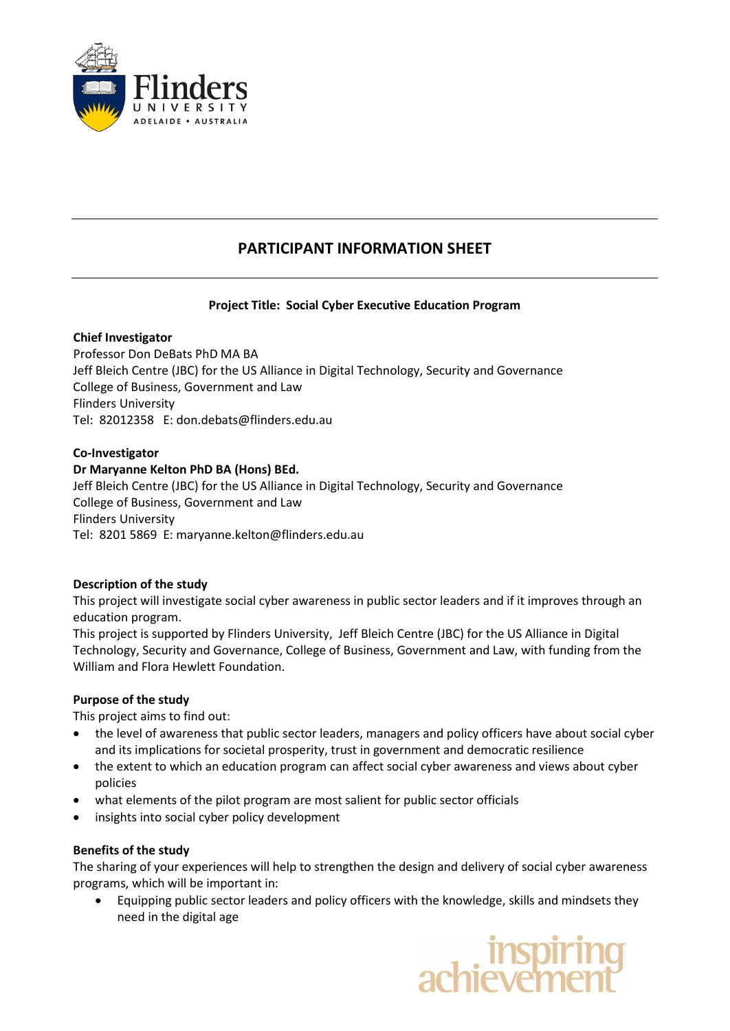# PARTICIPANT INFORMATION SHEET

**Project Title: Social Cyber Executive Education Program**

**Chief Investigator**
Professor Don DeBats PhD MA BA
Jeff Bleich Centre (JBC) for the US Alliance in Digital Technology, Security and Governance
College of Business, Government and Law
Flinders University
Tel: 82012358 E: don.debats@flinders.edu.au

**Co-Investigator**
**Dr Maryanne Kelton PhD BA (Hons) BEd.**
Jeff Bleich Centre (JBC) for the US Alliance in Digital Technology, Security and Governance
College of Business, Government and Law
Flinders University
Tel: 8201 5869 E: maryanne.kelton@flinders.edu.au

**Description of the study**
This project will investigate social cyber awareness in public sector leaders and if it improves through an education program.
This project is supported by Flinders University, Jeff Bleich Centre (JBC) for the US Alliance in Digital Technology, Security and Governance, College of Business, Government and Law, with funding from the William and Flora Hewlett Foundation.

**Purpose of the study**
This project aims to find out:

- the level of awareness that public sector leaders, managers and policy officers have about social cyber and its implications for societal prosperity, trust in government and democratic resilience
- the extent to which an education program can affect social cyber awareness and views about cyber policies
- what elements of the pilot program are most salient for public sector officials
- insights into social cyber policy development

**Benefits of the study**
The sharing of your experiences will help to strengthen the design and delivery of social cyber awareness programs, which will be important in:

- Equipping public sector leaders and policy officers with the knowledge, skills and mindsets they need in the digital age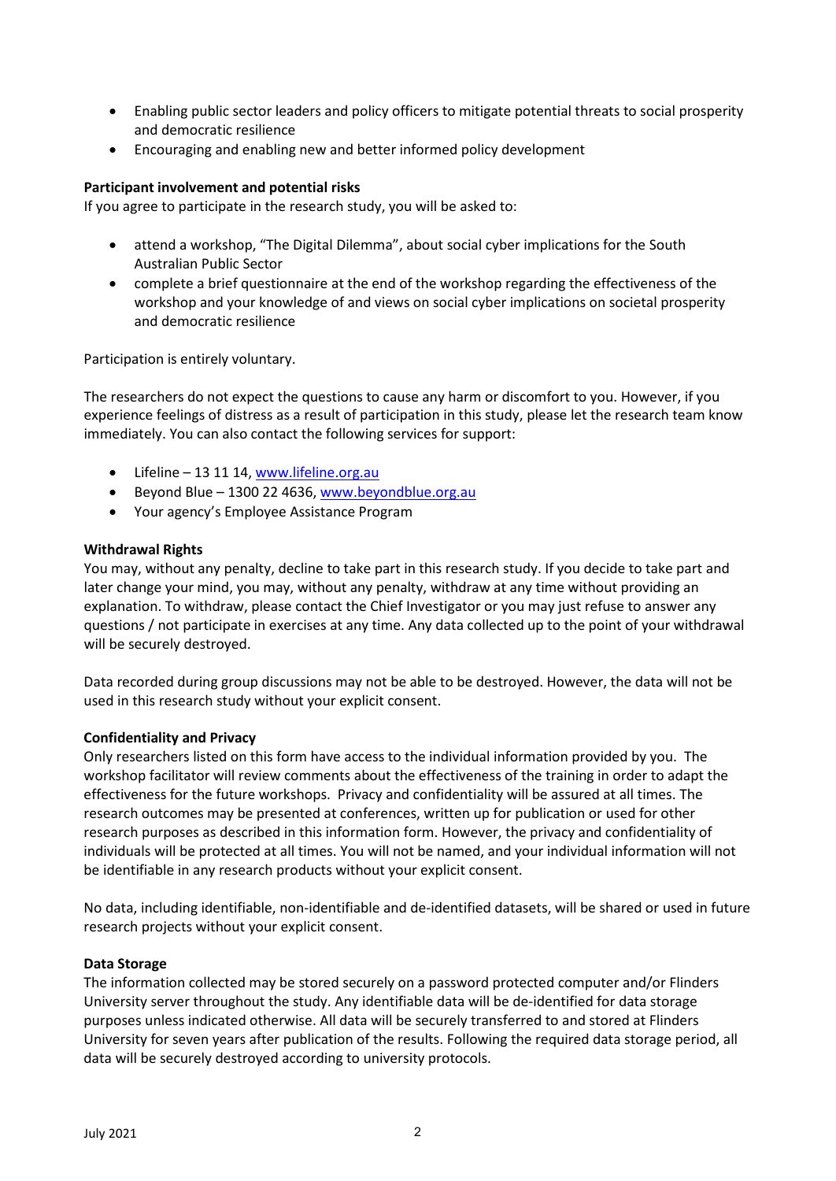- Enabling public sector leaders and policy officers to mitigate potential threats to social prosperity and democratic resilience
- Encouraging and enabling new and better informed policy development

**Participant involvement and potential risks**

If you agree to participate in the research study, you will be asked to:

- attend a workshop, "The Digital Dilemma", about social cyber implications for the South Australian Public Sector
- complete a brief questionnaire at the end of the workshop regarding the effectiveness of the workshop and your knowledge of and views on social cyber implications on societal prosperity and democratic resilience

Participation is entirely voluntary.

The researchers do not expect the questions to cause any harm or discomfort to you. However, if you experience feelings of distress as a result of participation in this study, please let the research team know immediately. You can also contact the following services for support:

- Lifeline – 13 11 14, [www.lifeline.org.au](www.lifeline.org.au)
- Beyond Blue – 1300 22 4636, [www.beyondblue.org.au](www.beyondblue.org.au)
- Your agency's Employee Assistance Program

**Withdrawal Rights**

You may, without any penalty, decline to take part in this research study. If you decide to take part and later change your mind, you may, without any penalty, withdraw at any time without providing an explanation. To withdraw, please contact the Chief Investigator or you may just refuse to answer any questions / not participate in exercises at any time. Any data collected up to the point of your withdrawal will be securely destroyed.

Data recorded during group discussions may not be able to be destroyed. However, the data will not be used in this research study without your explicit consent.

**Confidentiality and Privacy**

Only researchers listed on this form have access to the individual information provided by you. The workshop facilitator will review comments about the effectiveness of the training in order to adapt the effectiveness for the future workshops. Privacy and confidentiality will be assured at all times. The research outcomes may be presented at conferences, written up for publication or used for other research purposes as described in this information form. However, the privacy and confidentiality of individuals will be protected at all times. You will not be named, and your individual information will not be identifiable in any research products without your explicit consent.

No data, including identifiable, non-identifiable and de-identified datasets, will be shared or used in future research projects without your explicit consent.

**Data Storage**

The information collected may be stored securely on a password protected computer and/or Flinders University server throughout the study. Any identifiable data will be de-identified for data storage purposes unless indicated otherwise. All data will be securely transferred to and stored at Flinders University for seven years after publication of the results. Following the required data storage period, all data will be securely destroyed according to university protocols.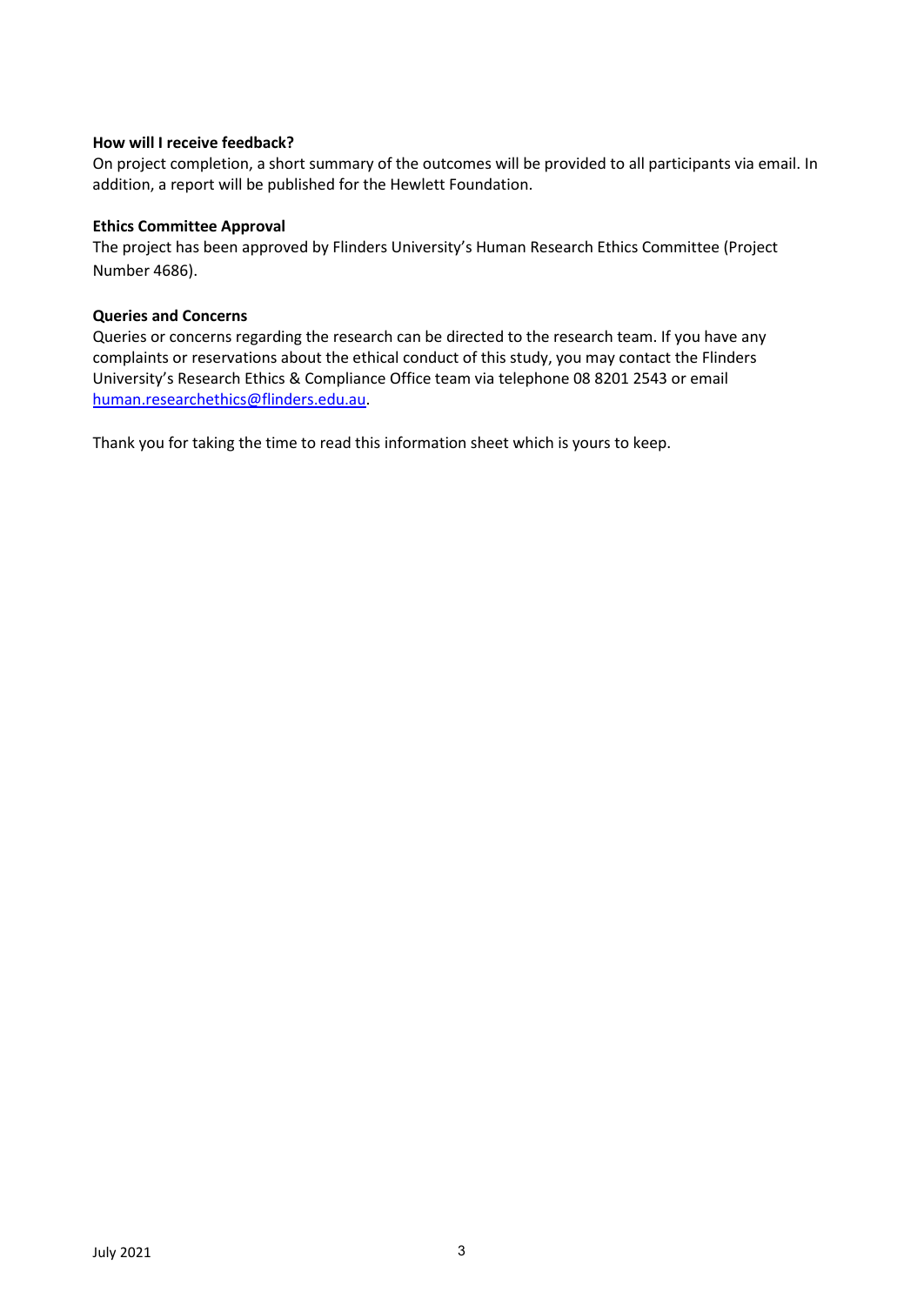**How will I receive feedback?**

On project completion, a short summary of the outcomes will be provided to all participants via email. In addition, a report will be published for the Hewlett Foundation.

**Ethics Committee Approval**

The project has been approved by Flinders University's Human Research Ethics Committee (Project Number 4686).

**Queries and Concerns**

Queries or concerns regarding the research can be directed to the research team. If you have any complaints or reservations about the ethical conduct of this study, you may contact the Flinders University's Research Ethics & Compliance Office team via telephone 08 8201 2543 or email human.researchethics@flinders.edu.au.

Thank you for taking the time to read this information sheet which is yours to keep.